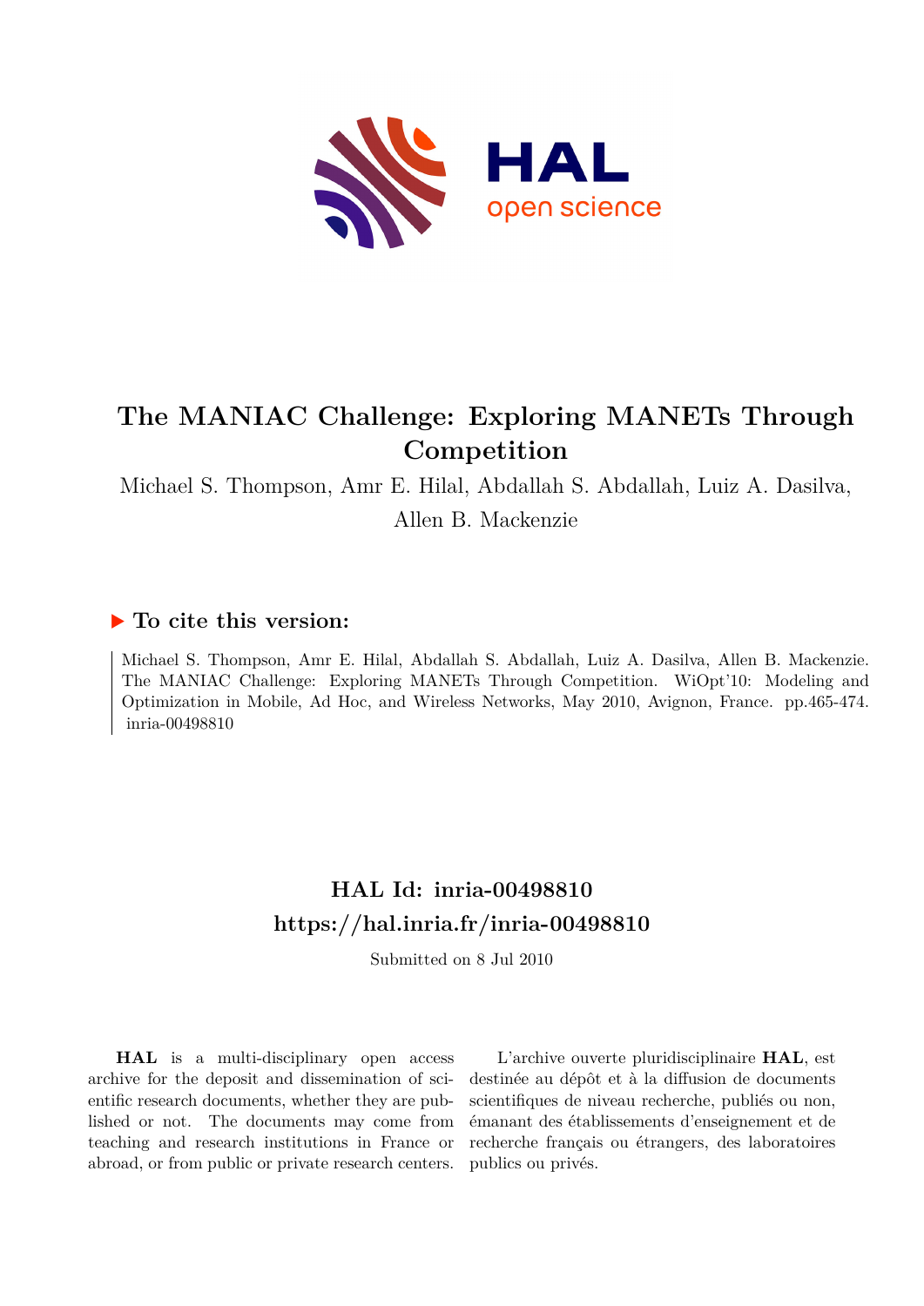# The MANIAC Challenge: Exploring MANETs Through Competition

Michael S. Thompson, Amr E. Hilal, Abdallah S. Abdallah, Luiz A. Dasilva, Allen B. Mackenzie

## ▶ To cite this version:

Michael S. Thompson, Amr E. Hilal, Abdallah S. Abdallah, Luiz A. Dasilva, Allen B. Mackenzie. The MANIAC Challenge: Exploring MANETs Through Competition. WiOpt'10: Modeling and Optimization in Mobile, Ad Hoc, and Wireless Networks, May 2010, Avignon, France. pp.465-474. inria-00498810

## HAL Id: inria-00498810

## https://hal.inria.fr/inria-00498810

Submitted on 8 Jul 2010

**HAL** is a multi-disciplinary open access archive for the deposit and dissemination of scientific research documents, whether they are published or not. The documents may come from teaching and research institutions in France or abroad, or from public or private research centers.

L'archive ouverte pluridisciplinaire **HAL**, est destinée au dépôt et à la diffusion de documents scientifiques de niveau recherche, publiés ou non, émanant des établissements d'enseignement et de recherche français ou étrangers, des laboratoires publics ou privés.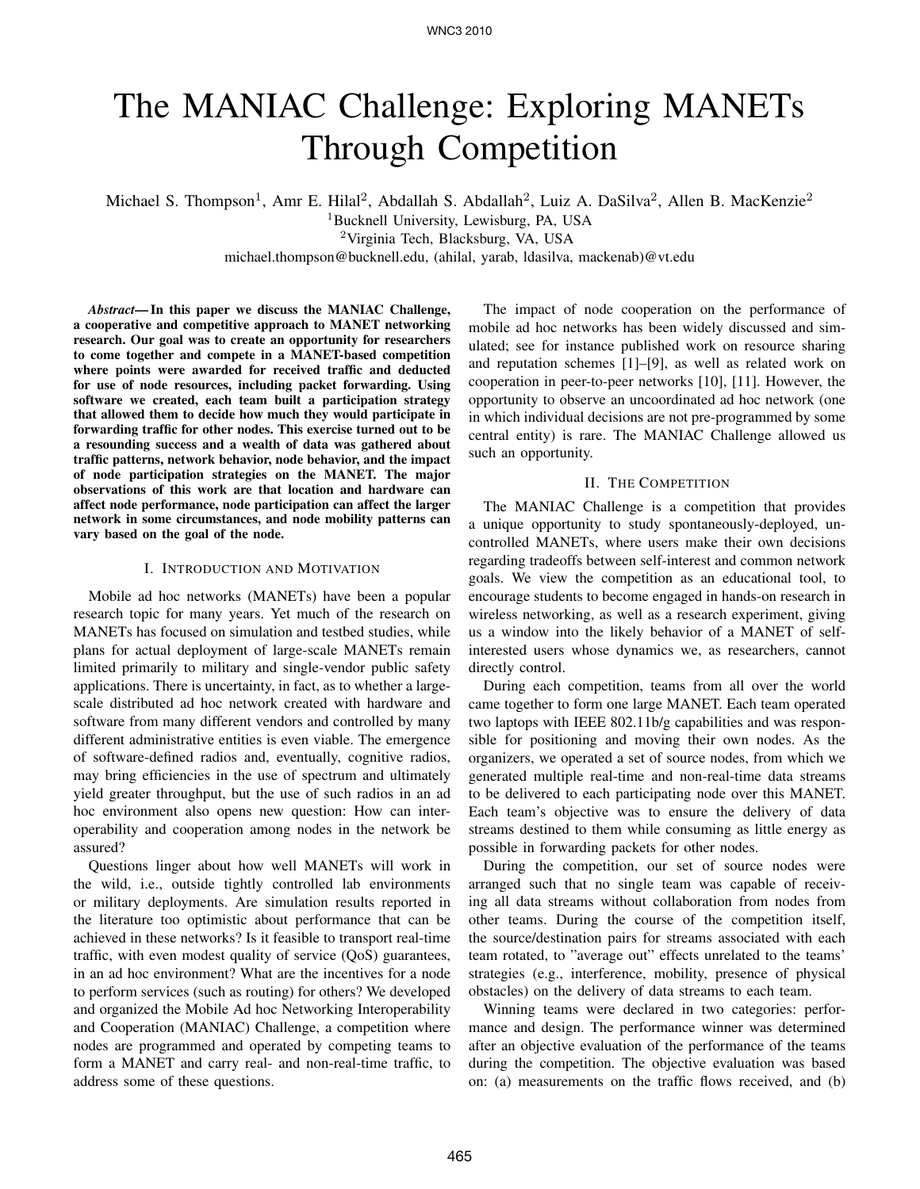# The MANIAC Challenge: Exploring MANETs Through Competition

Michael S. Thompson[1], Amr E. Hilal[2], Abdallah S. Abdallah[2], Luiz A. DaSilva[2], Allen B. MacKenzie[2]

[1]Bucknell University, Lewisburg, PA, USA

[2]Virginia Tech, Blacksburg, VA, USA

michael.thompson@bucknell.edu, (ahilal, yarab, ldasilva, mackenab)@vt.edu

***Abstract*— In this paper we discuss the MANIAC Challenge, a cooperative and competitive approach to MANET networking research. Our goal was to create an opportunity for researchers to come together and compete in a MANET-based competition where points were awarded for received traffic and deducted for use of node resources, including packet forwarding. Using software we created, each team built a participation strategy that allowed them to decide how much they would participate in forwarding traffic for other nodes. This exercise turned out to be a resounding success and a wealth of data was gathered about traffic patterns, network behavior, node behavior, and the impact of node participation strategies on the MANET. The major observations of this work are that location and hardware can affect node performance, node participation can affect the larger network in some circumstances, and node mobility patterns can vary based on the goal of the node.**

## I. Introduction and Motivation

Mobile ad hoc networks (MANETs) have been a popular research topic for many years. Yet much of the research on MANETs has focused on simulation and testbed studies, while plans for actual deployment of large-scale MANETs remain limited primarily to military and single-vendor public safety applications. There is uncertainty, in fact, as to whether a large-scale distributed ad hoc network created with hardware and software from many different vendors and controlled by many different administrative entities is even viable. The emergence of software-defined radios and, eventually, cognitive radios, may bring efficiencies in the use of spectrum and ultimately yield greater throughput, but the use of such radios in an ad hoc environment also opens new question: How can interoperability and cooperation among nodes in the network be assured?

Questions linger about how well MANETs will work in the wild, i.e., outside tightly controlled lab environments or military deployments. Are simulation results reported in the literature too optimistic about performance that can be achieved in these networks? Is it feasible to transport real-time traffic, with even modest quality of service (QoS) guarantees, in an ad hoc environment? What are the incentives for a node to perform services (such as routing) for others? We developed and organized the Mobile Ad hoc Networking Interoperability and Cooperation (MANIAC) Challenge, a competition where nodes are programmed and operated by competing teams to form a MANET and carry real- and non-real-time traffic, to address some of these questions.

The impact of node cooperation on the performance of mobile ad hoc networks has been widely discussed and simulated; see for instance published work on resource sharing and reputation schemes [1]–[9], as well as related work on cooperation in peer-to-peer networks [10], [11]. However, the opportunity to observe an uncoordinated ad hoc network (one in which individual decisions are not pre-programmed by some central entity) is rare. The MANIAC Challenge allowed us such an opportunity.

## II. The Competition

The MANIAC Challenge is a competition that provides a unique opportunity to study spontaneously-deployed, uncontrolled MANETs, where users make their own decisions regarding tradeoffs between self-interest and common network goals. We view the competition as an educational tool, to encourage students to become engaged in hands-on research in wireless networking, as well as a research experiment, giving us a window into the likely behavior of a MANET of self-interested users whose dynamics we, as researchers, cannot directly control.

During each competition, teams from all over the world came together to form one large MANET. Each team operated two laptops with IEEE 802.11b/g capabilities and was responsible for positioning and moving their own nodes. As the organizers, we operated a set of source nodes, from which we generated multiple real-time and non-real-time data streams to be delivered to each participating node over this MANET. Each team's objective was to ensure the delivery of data streams destined to them while consuming as little energy as possible in forwarding packets for other nodes.

During the competition, our set of source nodes were arranged such that no single team was capable of receiving all data streams without collaboration from nodes from other teams. During the course of the competition itself, the source/destination pairs for streams associated with each team rotated, to "average out" effects unrelated to the teams' strategies (e.g., interference, mobility, presence of physical obstacles) on the delivery of data streams to each team.

Winning teams were declared in two categories: performance and design. The performance winner was determined after an objective evaluation of the performance of the teams during the competition. The objective evaluation was based on: (a) measurements on the traffic flows received, and (b)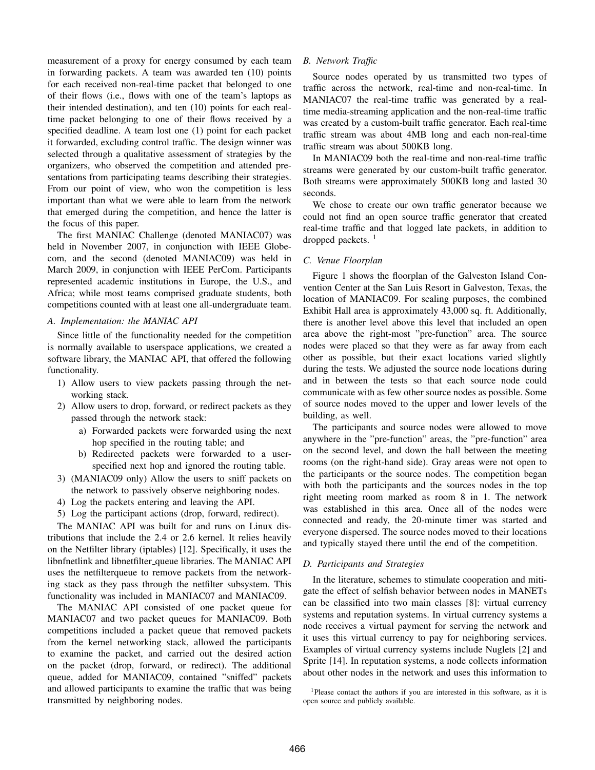measurement of a proxy for energy consumed by each team in forwarding packets. A team was awarded ten (10) points for each received non-real-time packet that belonged to one of their flows (i.e., flows with one of the team's laptops as their intended destination), and ten (10) points for each real-time packet belonging to one of their flows received by a specified deadline. A team lost one (1) point for each packet it forwarded, excluding control traffic. The design winner was selected through a qualitative assessment of strategies by the organizers, who observed the competition and attended presentations from participating teams describing their strategies. From our point of view, who won the competition is less important than what we were able to learn from the network that emerged during the competition, and hence the latter is the focus of this paper.

The first MANIAC Challenge (denoted MANIAC07) was held in November 2007, in conjunction with IEEE Globecom, and the second (denoted MANIAC09) was held in March 2009, in conjunction with IEEE PerCom. Participants represented academic institutions in Europe, the U.S., and Africa; while most teams comprised graduate students, both competitions counted with at least one all-undergraduate team.

### A. Implementation: the MANIAC API

Since little of the functionality needed for the competition is normally available to userspace applications, we created a software library, the MANIAC API, that offered the following functionality.

1) Allow users to view packets passing through the networking stack.
2) Allow users to drop, forward, or redirect packets as they passed through the network stack:
   a) Forwarded packets were forwarded using the next hop specified in the routing table; and
   b) Redirected packets were forwarded to a user-specified next hop and ignored the routing table.
3) (MANIAC09 only) Allow the users to sniff packets on the network to passively observe neighboring nodes.
4) Log the packets entering and leaving the API.
5) Log the participant actions (drop, forward, redirect).

The MANIAC API was built for and runs on Linux distributions that include the 2.4 or 2.6 kernel. It relies heavily on the Netfilter library (iptables) [12]. Specifically, it uses the libnfnetlink and libnetfilter_queue libraries. The MANIAC API uses the netfilterqueue to remove packets from the networking stack as they pass through the netfilter subsystem. This functionality was included in MANIAC07 and MANIAC09.

The MANIAC API consisted of one packet queue for MANIAC07 and two packet queues for MANIAC09. Both competitions included a packet queue that removed packets from the kernel networking stack, allowed the participants to examine the packet, and carried out the desired action on the packet (drop, forward, or redirect). The additional queue, added for MANIAC09, contained "sniffed" packets and allowed participants to examine the traffic that was being transmitted by neighboring nodes.

### B. Network Traffic

Source nodes operated by us transmitted two types of traffic across the network, real-time and non-real-time. In MANIAC07 the real-time traffic was generated by a real-time media-streaming application and the non-real-time traffic was created by a custom-built traffic generator. Each real-time traffic stream was about 4MB long and each non-real-time traffic stream was about 500KB long.

In MANIAC09 both the real-time and non-real-time traffic streams were generated by our custom-built traffic generator. Both streams were approximately 500KB long and lasted 30 seconds.

We chose to create our own traffic generator because we could not find an open source traffic generator that created real-time traffic and that logged late packets, in addition to dropped packets. [1]

### C. Venue Floorplan

Figure 1 shows the floorplan of the Galveston Island Convention Center at the San Luis Resort in Galveston, Texas, the location of MANIAC09. For scaling purposes, the combined Exhibit Hall area is approximately 43,000 sq. ft. Additionally, there is another level above this level that included an open area above the right-most "pre-function" area. The source nodes were placed so that they were as far away from each other as possible, but their exact locations varied slightly during the tests. We adjusted the source node locations during and in between the tests so that each source node could communicate with as few other source nodes as possible. Some of source nodes moved to the upper and lower levels of the building, as well.

The participants and source nodes were allowed to move anywhere in the "pre-function" areas, the "pre-function" area on the second level, and down the hall between the meeting rooms (on the right-hand side). Gray areas were not open to the participants or the source nodes. The competition began with both the participants and the sources nodes in the top right meeting room marked as room 8 in 1. The network was established in this area. Once all of the nodes were connected and ready, the 20-minute timer was started and everyone dispersed. The source nodes moved to their locations and typically stayed there until the end of the competition.

### D. Participants and Strategies

In the literature, schemes to stimulate cooperation and mitigate the effect of selfish behavior between nodes in MANETs can be classified into two main classes [8]: virtual currency systems and reputation systems. In virtual currency systems a node receives a virtual payment for serving the network and it uses this virtual currency to pay for neighboring services. Examples of virtual currency systems include Nuglets [2] and Sprite [14]. In reputation systems, a node collects information about other nodes in the network and uses this information to

[1] Please contact the authors if you are interested in this software, as it is open source and publicly available.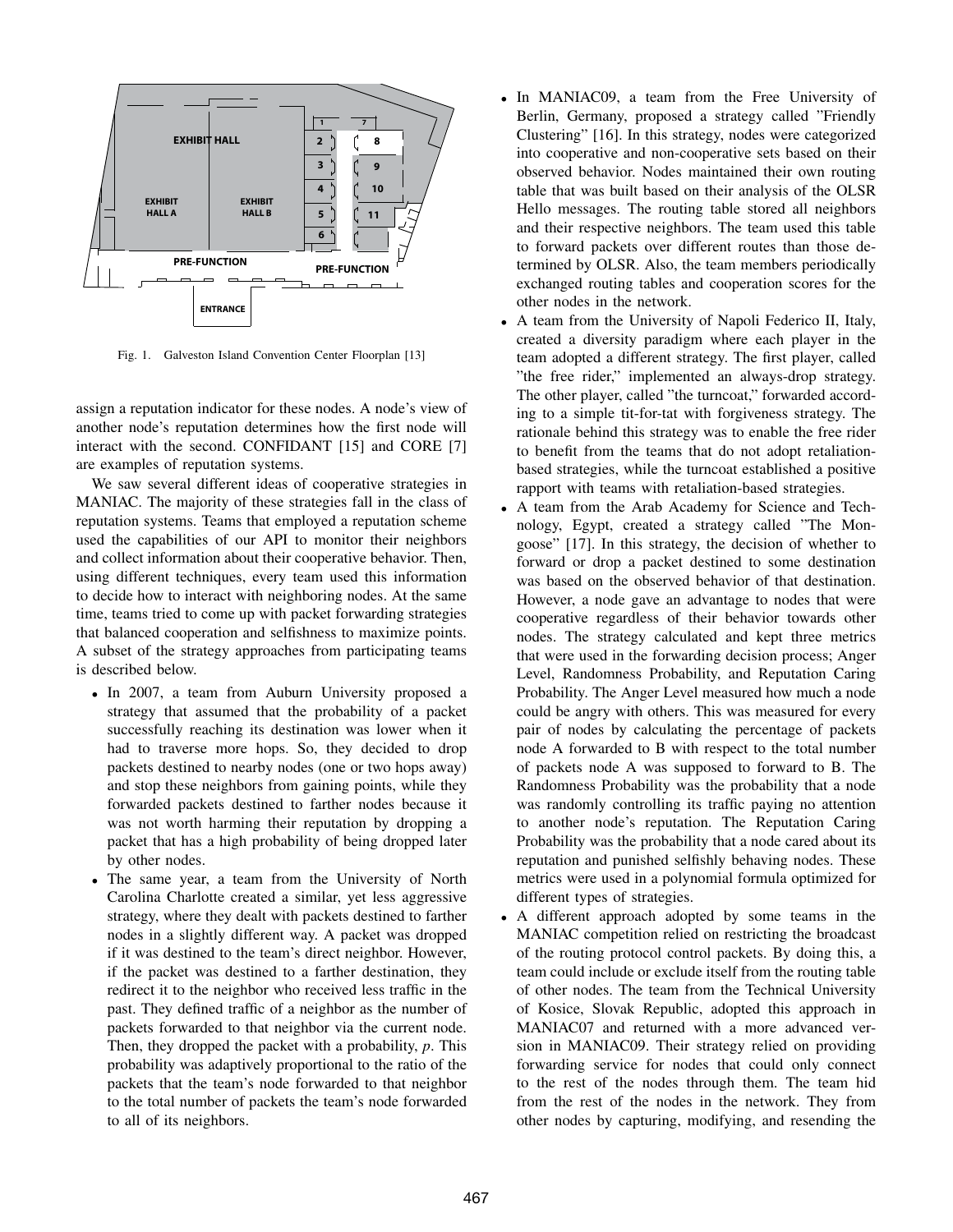Fig. 1. Galveston Island Convention Center Floorplan [13]

assign a reputation indicator for these nodes. A node's view of another node's reputation determines how the first node will interact with the second. CONFIDANT [15] and CORE [7] are examples of reputation systems.

We saw several different ideas of cooperative strategies in MANIAC. The majority of these strategies fall in the class of reputation systems. Teams that employed a reputation scheme used the capabilities of our API to monitor their neighbors and collect information about their cooperative behavior. Then, using different techniques, every team used this information to decide how to interact with neighboring nodes. At the same time, teams tried to come up with packet forwarding strategies that balanced cooperation and selfishness to maximize points. A subset of the strategy approaches from participating teams is described below.

- In 2007, a team from Auburn University proposed a strategy that assumed that the probability of a packet successfully reaching its destination was lower when it had to traverse more hops. So, they decided to drop packets destined to nearby nodes (one or two hops away) and stop these neighbors from gaining points, while they forwarded packets destined to farther nodes because it was not worth harming their reputation by dropping a packet that has a high probability of being dropped later by other nodes.
- The same year, a team from the University of North Carolina Charlotte created a similar, yet less aggressive strategy, where they dealt with packets destined to farther nodes in a slightly different way. A packet was dropped if it was destined to the team's direct neighbor. However, if the packet was destined to a farther destination, they redirect it to the neighbor who received less traffic in the past. They defined traffic of a neighbor as the number of packets forwarded to that neighbor via the current node. Then, they dropped the packet with a probability, $p$. This probability was adaptively proportional to the ratio of the packets that the team's node forwarded to that neighbor to the total number of packets the team's node forwarded to all of its neighbors.
- In MANIAC09, a team from the Free University of Berlin, Germany, proposed a strategy called "Friendly Clustering" [16]. In this strategy, nodes were categorized into cooperative and non-cooperative sets based on their observed behavior. Nodes maintained their own routing table that was built based on their analysis of the OLSR Hello messages. The routing table stored all neighbors and their respective neighbors. The team used this table to forward packets over different routes than those determined by OLSR. Also, the team members periodically exchanged routing tables and cooperation scores for the other nodes in the network.
- A team from the University of Napoli Federico II, Italy, created a diversity paradigm where each player in the team adopted a different strategy. The first player, called "the free rider," implemented an always-drop strategy. The other player, called "the turncoat," forwarded according to a simple tit-for-tat with forgiveness strategy. The rationale behind this strategy was to enable the free rider to benefit from the teams that do not adopt retaliation-based strategies, while the turncoat established a positive rapport with teams with retaliation-based strategies.
- A team from the Arab Academy for Science and Technology, Egypt, created a strategy called "The Mongoose" [17]. In this strategy, the decision of whether to forward or drop a packet destined to some destination was based on the observed behavior of that destination. However, a node gave an advantage to nodes that were cooperative regardless of their behavior towards other nodes. The strategy calculated and kept three metrics that were used in the forwarding decision process; Anger Level, Randomness Probability, and Reputation Caring Probability. The Anger Level measured how much a node could be angry with others. This was measured for every pair of nodes by calculating the percentage of packets node A forwarded to B with respect to the total number of packets node A was supposed to forward to B. The Randomness Probability was the probability that a node was randomly controlling its traffic paying no attention to another node's reputation. The Reputation Caring Probability was the probability that a node cared about its reputation and punished selfishly behaving nodes. These metrics were used in a polynomial formula optimized for different types of strategies.
- A different approach adopted by some teams in the MANIAC competition relied on restricting the broadcast of the routing protocol control packets. By doing this, a team could include or exclude itself from the routing table of other nodes. The team from the Technical University of Kosice, Slovak Republic, adopted this approach in MANIAC07 and returned with a more advanced version in MANIAC09. Their strategy relied on providing forwarding service for nodes that could only connect to the rest of the nodes through them. The team hid from the rest of the nodes in the network. They from other nodes by capturing, modifying, and resending the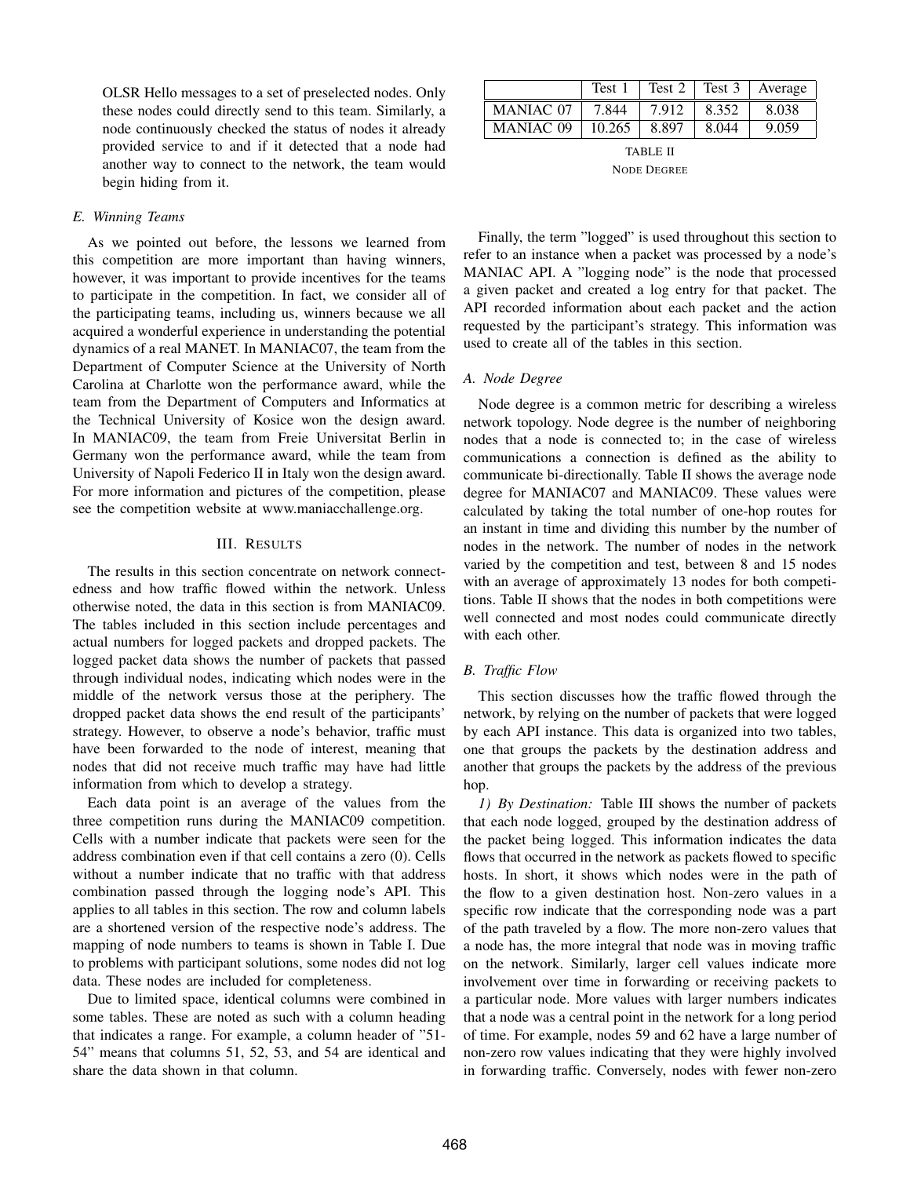OLSR Hello messages to a set of preselected nodes. Only these nodes could directly send to this team. Similarly, a node continuously checked the status of nodes it already provided service to and if it detected that a node had another way to connect to the network, the team would begin hiding from it.

### E. Winning Teams

As we pointed out before, the lessons we learned from this competition are more important than having winners, however, it was important to provide incentives for the teams to participate in the competition. In fact, we consider all of the participating teams, including us, winners because we all acquired a wonderful experience in understanding the potential dynamics of a real MANET. In MANIAC07, the team from the Department of Computer Science at the University of North Carolina at Charlotte won the performance award, while the team from the Department of Computers and Informatics at the Technical University of Kosice won the design award. In MANIAC09, the team from Freie Universitat Berlin in Germany won the performance award, while the team from University of Napoli Federico II in Italy won the design award. For more information and pictures of the competition, please see the competition website at www.maniacchallenge.org.

## III. Results

The results in this section concentrate on network connectedness and how traffic flowed within the network. Unless otherwise noted, the data in this section is from MANIAC09. The tables included in this section include percentages and actual numbers for logged packets and dropped packets. The logged packet data shows the number of packets that passed through individual nodes, indicating which nodes were in the middle of the network versus those at the periphery. The dropped packet data shows the end result of the participants' strategy. However, to observe a node's behavior, traffic must have been forwarded to the node of interest, meaning that nodes that did not receive much traffic may have had little information from which to develop a strategy.

Each data point is an average of the values from the three competition runs during the MANIAC09 competition. Cells with a number indicate that packets were seen for the address combination even if that cell contains a zero (0). Cells without a number indicate that no traffic with that address combination passed through the logging node's API. This applies to all tables in this section. The row and column labels are a shortened version of the respective node's address. The mapping of node numbers to teams is shown in Table I. Due to problems with participant solutions, some nodes did not log data. These nodes are included for completeness.

Due to limited space, identical columns were combined in some tables. These are noted as such with a column heading that indicates a range. For example, a column header of "51-54" means that columns 51, 52, 53, and 54 are identical and share the data shown in that column.

| | Test 1 | Test 2 | Test 3 | Average |
|---|---|---|---|---|
| MANIAC 07 | 7.844 | 7.912 | 8.352 | 8.038 |
| MANIAC 09 | 10.265 | 8.897 | 8.044 | 9.059 |

TABLE II
NODE DEGREE

Finally, the term "logged" is used throughout this section to refer to an instance when a packet was processed by a node's MANIAC API. A "logging node" is the node that processed a given packet and created a log entry for that packet. The API recorded information about each packet and the action requested by the participant's strategy. This information was used to create all of the tables in this section.

### A. Node Degree

Node degree is a common metric for describing a wireless network topology. Node degree is the number of neighboring nodes that a node is connected to; in the case of wireless communications a connection is defined as the ability to communicate bi-directionally. Table II shows the average node degree for MANIAC07 and MANIAC09. These values were calculated by taking the total number of one-hop routes for an instant in time and dividing this number by the number of nodes in the network. The number of nodes in the network varied by the competition and test, between 8 and 15 nodes with an average of approximately 13 nodes for both competitions. Table II shows that the nodes in both competitions were well connected and most nodes could communicate directly with each other.

### B. Traffic Flow

This section discusses how the traffic flowed through the network, by relying on the number of packets that were logged by each API instance. This data is organized into two tables, one that groups the packets by the destination address and another that groups the packets by the address of the previous hop.

*1) By Destination:* Table III shows the number of packets that each node logged, grouped by the destination address of the packet being logged. This information indicates the data flows that occurred in the network as packets flowed to specific hosts. In short, it shows which nodes were in the path of the flow to a given destination host. Non-zero values in a specific row indicate that the corresponding node was a part of the path traveled by a flow. The more non-zero values that a node has, the more integral that node was in moving traffic on the network. Similarly, larger cell values indicate more involvement over time in forwarding or receiving packets to a particular node. More values with larger numbers indicates that a node was a central point in the network for a long period of time. For example, nodes 59 and 62 have a large number of non-zero row values indicating that they were highly involved in forwarding traffic. Conversely, nodes with fewer non-zero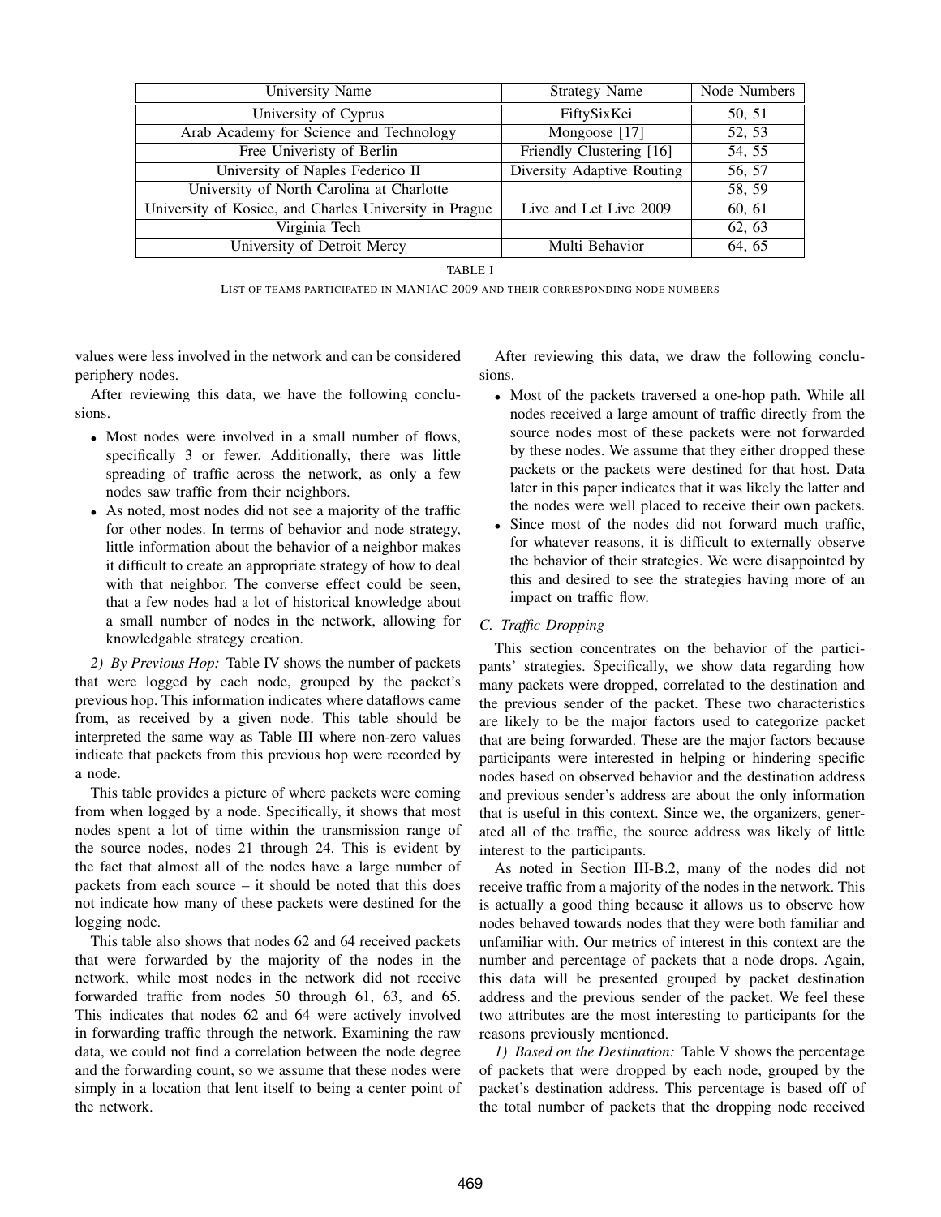| University Name | Strategy Name | Node Numbers |
| --- | --- | --- |
| University of Cyprus | FiftySixKei | 50, 51 |
| Arab Academy for Science and Technology | Mongoose [17] | 52, 53 |
| Free Univeristy of Berlin | Friendly Clustering [16] | 54, 55 |
| University of Naples Federico II | Diversity Adaptive Routing | 56, 57 |
| University of North Carolina at Charlotte | | 58, 59 |
| University of Kosice, and Charles University in Prague | Live and Let Live 2009 | 60, 61 |
| Virginia Tech | | 62, 63 |
| University of Detroit Mercy | Multi Behavior | 64, 65 |

TABLE I

LIST OF TEAMS PARTICIPATED IN MANIAC 2009 AND THEIR CORRESPONDING NODE NUMBERS

values were less involved in the network and can be considered periphery nodes.

After reviewing this data, we have the following conclusions.

- Most nodes were involved in a small number of flows, specifically 3 or fewer. Additionally, there was little spreading of traffic across the network, as only a few nodes saw traffic from their neighbors.
- As noted, most nodes did not see a majority of the traffic for other nodes. In terms of behavior and node strategy, little information about the behavior of a neighbor makes it difficult to create an appropriate strategy of how to deal with that neighbor. The converse effect could be seen, that a few nodes had a lot of historical knowledge about a small number of nodes in the network, allowing for knowledgable strategy creation.

*2) By Previous Hop:* Table IV shows the number of packets that were logged by each node, grouped by the packet's previous hop. This information indicates where dataflows came from, as received by a given node. This table should be interpreted the same way as Table III where non-zero values indicate that packets from this previous hop were recorded by a node.

This table provides a picture of where packets were coming from when logged by a node. Specifically, it shows that most nodes spent a lot of time within the transmission range of the source nodes, nodes 21 through 24. This is evident by the fact that almost all of the nodes have a large number of packets from each source – it should be noted that this does not indicate how many of these packets were destined for the logging node.

This table also shows that nodes 62 and 64 received packets that were forwarded by the majority of the nodes in the network, while most nodes in the network did not receive forwarded traffic from nodes 50 through 61, 63, and 65. This indicates that nodes 62 and 64 were actively involved in forwarding traffic through the network. Examining the raw data, we could not find a correlation between the node degree and the forwarding count, so we assume that these nodes were simply in a location that lent itself to being a center point of the network.

After reviewing this data, we draw the following conclusions.

- Most of the packets traversed a one-hop path. While all nodes received a large amount of traffic directly from the source nodes most of these packets were not forwarded by these nodes. We assume that they either dropped these packets or the packets were destined for that host. Data later in this paper indicates that it was likely the latter and the nodes were well placed to receive their own packets.
- Since most of the nodes did not forward much traffic, for whatever reasons, it is difficult to externally observe the behavior of their strategies. We were disappointed by this and desired to see the strategies having more of an impact on traffic flow.

### *C. Traffic Dropping*

This section concentrates on the behavior of the participants' strategies. Specifically, we show data regarding how many packets were dropped, correlated to the destination and the previous sender of the packet. These two characteristics are likely to be the major factors used to categorize packet that are being forwarded. These are the major factors because participants were interested in helping or hindering specific nodes based on observed behavior and the destination address and previous sender's address are about the only information that is useful in this context. Since we, the organizers, generated all of the traffic, the source address was likely of little interest to the participants.

As noted in Section III-B.2, many of the nodes did not receive traffic from a majority of the nodes in the network. This is actually a good thing because it allows us to observe how nodes behaved towards nodes that they were both familiar and unfamiliar with. Our metrics of interest in this context are the number and percentage of packets that a node drops. Again, this data will be presented grouped by packet destination address and the previous sender of the packet. We feel these two attributes are the most interesting to participants for the reasons previously mentioned.

*1) Based on the Destination:* Table V shows the percentage of packets that were dropped by each node, grouped by the packet's destination address. This percentage is based off of the total number of packets that the dropping node received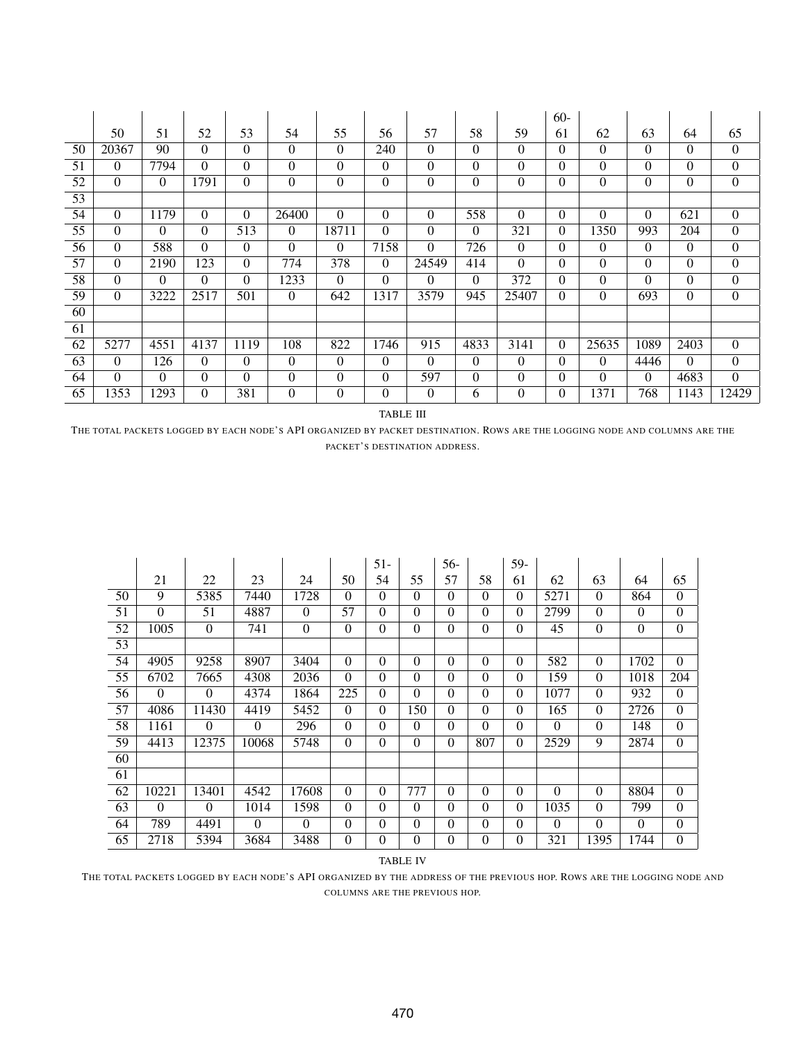| | 50 | 51 | 52 | 53 | 54 | 55 | 56 | 57 | 58 | 59 | 60-61 | 62 | 63 | 64 | 65 |
|---|---|---|---|---|---|---|---|---|---|---|---|---|---|---|---|
| 50 | 20367 | 90 | 0 | 0 | 0 | 0 | 240 | 0 | 0 | 0 | 0 | 0 | 0 | 0 | 0 |
| 51 | 0 | 7794 | 0 | 0 | 0 | 0 | 0 | 0 | 0 | 0 | 0 | 0 | 0 | 0 | 0 |
| 52 | 0 | 0 | 1791 | 0 | 0 | 0 | 0 | 0 | 0 | 0 | 0 | 0 | 0 | 0 | 0 |
| 53 | | | | | | | | | | | | | | | |
| 54 | 0 | 1179 | 0 | 0 | 26400 | 0 | 0 | 0 | 558 | 0 | 0 | 0 | 0 | 621 | 0 |
| 55 | 0 | 0 | 0 | 513 | 0 | 18711 | 0 | 0 | 0 | 321 | 0 | 1350 | 993 | 204 | 0 |
| 56 | 0 | 588 | 0 | 0 | 0 | 0 | 7158 | 0 | 726 | 0 | 0 | 0 | 0 | 0 | 0 |
| 57 | 0 | 2190 | 123 | 0 | 774 | 378 | 0 | 24549 | 414 | 0 | 0 | 0 | 0 | 0 | 0 |
| 58 | 0 | 0 | 0 | 0 | 1233 | 0 | 0 | 0 | 0 | 372 | 0 | 0 | 0 | 0 | 0 |
| 59 | 0 | 3222 | 2517 | 501 | 0 | 642 | 1317 | 3579 | 945 | 25407 | 0 | 0 | 693 | 0 | 0 |
| 60 | | | | | | | | | | | | | | | |
| 61 | | | | | | | | | | | | | | | |
| 62 | 5277 | 4551 | 4137 | 1119 | 108 | 822 | 1746 | 915 | 4833 | 3141 | 0 | 25635 | 1089 | 2403 | 0 |
| 63 | 0 | 126 | 0 | 0 | 0 | 0 | 0 | 0 | 0 | 0 | 0 | 0 | 4446 | 0 | 0 |
| 64 | 0 | 0 | 0 | 0 | 0 | 0 | 0 | 597 | 0 | 0 | 0 | 0 | 0 | 4683 | 0 |
| 65 | 1353 | 1293 | 0 | 381 | 0 | 0 | 0 | 0 | 6 | 0 | 0 | 1371 | 768 | 1143 | 12429 |

TABLE III

THE TOTAL PACKETS LOGGED BY EACH NODE'S API ORGANIZED BY PACKET DESTINATION. ROWS ARE THE LOGGING NODE AND COLUMNS ARE THE PACKET'S DESTINATION ADDRESS.

| | 21 | 22 | 23 | 24 | 50 | 51-54 | 55 | 56-57 | 58 | 59-61 | 62 | 63 | 64 | 65 |
|---|---|---|---|---|---|---|---|---|---|---|---|---|---|---|
| 50 | 9 | 5385 | 7440 | 1728 | 0 | 0 | 0 | 0 | 0 | 0 | 5271 | 0 | 864 | 0 |
| 51 | 0 | 51 | 4887 | 0 | 57 | 0 | 0 | 0 | 0 | 0 | 2799 | 0 | 0 | 0 |
| 52 | 1005 | 0 | 741 | 0 | 0 | 0 | 0 | 0 | 0 | 0 | 45 | 0 | 0 | 0 |
| 53 | | | | | | | | | | | | | | |
| 54 | 4905 | 9258 | 8907 | 3404 | 0 | 0 | 0 | 0 | 0 | 0 | 582 | 0 | 1702 | 0 |
| 55 | 6702 | 7665 | 4308 | 2036 | 0 | 0 | 0 | 0 | 0 | 0 | 159 | 0 | 1018 | 204 |
| 56 | 0 | 0 | 4374 | 1864 | 225 | 0 | 0 | 0 | 0 | 0 | 1077 | 0 | 932 | 0 |
| 57 | 4086 | 11430 | 4419 | 5452 | 0 | 0 | 150 | 0 | 0 | 0 | 165 | 0 | 2726 | 0 |
| 58 | 1161 | 0 | 0 | 296 | 0 | 0 | 0 | 0 | 0 | 0 | 0 | 0 | 148 | 0 |
| 59 | 4413 | 12375 | 10068 | 5748 | 0 | 0 | 0 | 0 | 807 | 0 | 2529 | 9 | 2874 | 0 |
| 60 | | | | | | | | | | | | | | |
| 61 | | | | | | | | | | | | | | |
| 62 | 10221 | 13401 | 4542 | 17608 | 0 | 0 | 777 | 0 | 0 | 0 | 0 | 0 | 8804 | 0 |
| 63 | 0 | 0 | 1014 | 1598 | 0 | 0 | 0 | 0 | 0 | 0 | 1035 | 0 | 799 | 0 |
| 64 | 789 | 4491 | 0 | 0 | 0 | 0 | 0 | 0 | 0 | 0 | 0 | 0 | 0 | 0 |
| 65 | 2718 | 5394 | 3684 | 3488 | 0 | 0 | 0 | 0 | 0 | 0 | 321 | 1395 | 1744 | 0 |

TABLE IV

THE TOTAL PACKETS LOGGED BY EACH NODE'S API ORGANIZED BY THE ADDRESS OF THE PREVIOUS HOP. ROWS ARE THE LOGGING NODE AND COLUMNS ARE THE PREVIOUS HOP.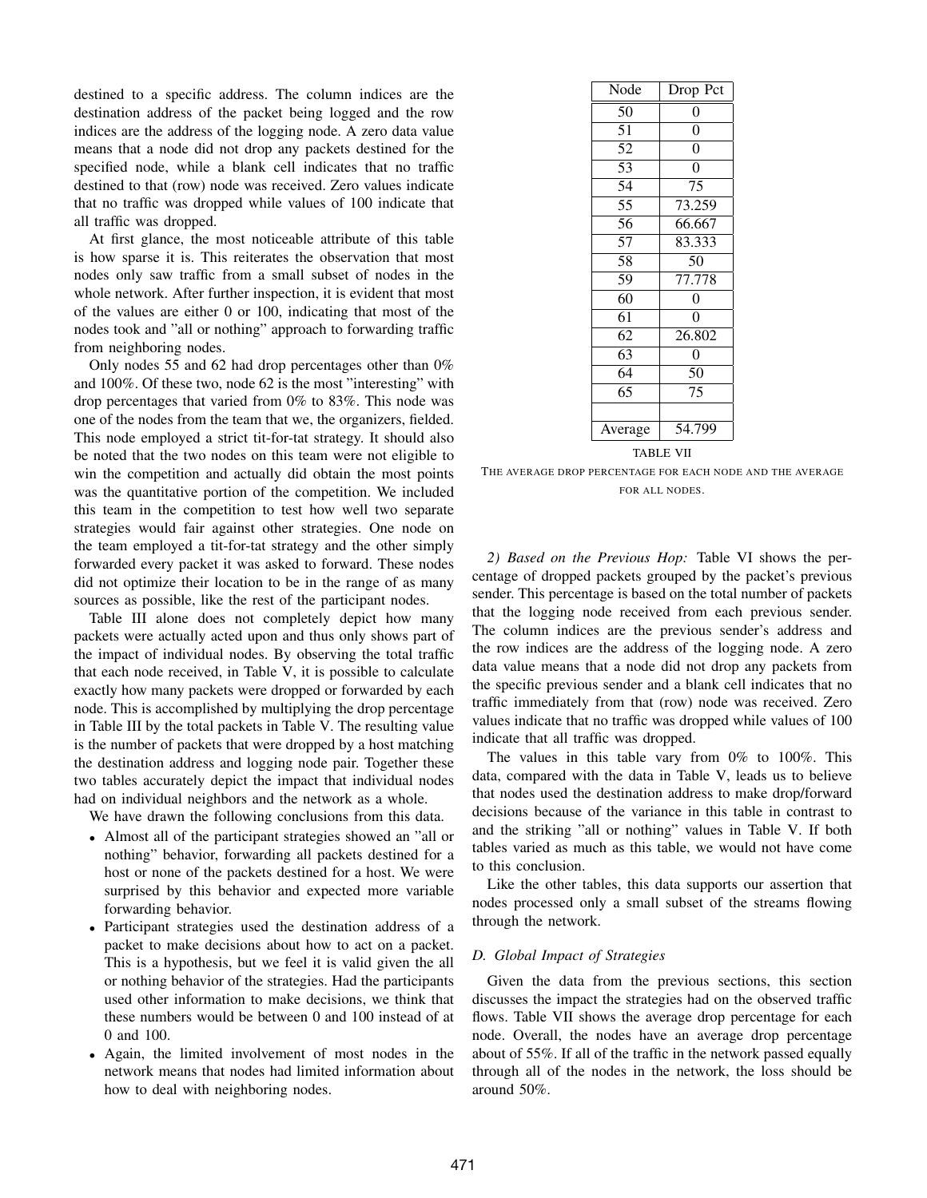destined to a specific address. The column indices are the destination address of the packet being logged and the row indices are the address of the logging node. A zero data value means that a node did not drop any packets destined for the specified node, while a blank cell indicates that no traffic destined to that (row) node was received. Zero values indicate that no traffic was dropped while values of 100 indicate that all traffic was dropped.

At first glance, the most noticeable attribute of this table is how sparse it is. This reiterates the observation that most nodes only saw traffic from a small subset of nodes in the whole network. After further inspection, it is evident that most of the values are either 0 or 100, indicating that most of the nodes took and "all or nothing" approach to forwarding traffic from neighboring nodes.

Only nodes 55 and 62 had drop percentages other than 0% and 100%. Of these two, node 62 is the most "interesting" with drop percentages that varied from 0% to 83%. This node was one of the nodes from the team that we, the organizers, fielded. This node employed a strict tit-for-tat strategy. It should also be noted that the two nodes on this team were not eligible to win the competition and actually did obtain the most points was the quantitative portion of the competition. We included this team in the competition to test how well two separate strategies would fair against other strategies. One node on the team employed a tit-for-tat strategy and the other simply forwarded every packet it was asked to forward. These nodes did not optimize their location to be in the range of as many sources as possible, like the rest of the participant nodes.

Table III alone does not completely depict how many packets were actually acted upon and thus only shows part of the impact of individual nodes. By observing the total traffic that each node received, in Table V, it is possible to calculate exactly how many packets were dropped or forwarded by each node. This is accomplished by multiplying the drop percentage in Table III by the total packets in Table V. The resulting value is the number of packets that were dropped by a host matching the destination address and logging node pair. Together these two tables accurately depict the impact that individual nodes had on individual neighbors and the network as a whole.

We have drawn the following conclusions from this data.

- Almost all of the participant strategies showed an "all or nothing" behavior, forwarding all packets destined for a host or none of the packets destined for a host. We were surprised by this behavior and expected more variable forwarding behavior.
- Participant strategies used the destination address of a packet to make decisions about how to act on a packet. This is a hypothesis, but we feel it is valid given the all or nothing behavior of the strategies. Had the participants used other information to make decisions, we think that these numbers would be between 0 and 100 instead of at 0 and 100.
- Again, the limited involvement of most nodes in the network means that nodes had limited information about how to deal with neighboring nodes.

| Node | Drop Pct |
|---|---|
| 50 | 0 |
| 51 | 0 |
| 52 | 0 |
| 53 | 0 |
| 54 | 75 |
| 55 | 73.259 |
| 56 | 66.667 |
| 57 | 83.333 |
| 58 | 50 |
| 59 | 77.778 |
| 60 | 0 |
| 61 | 0 |
| 62 | 26.802 |
| 63 | 0 |
| 64 | 50 |
| 65 | 75 |
| | |
| Average | 54.799 |

TABLE VII

THE AVERAGE DROP PERCENTAGE FOR EACH NODE AND THE AVERAGE FOR ALL NODES.

*2) Based on the Previous Hop:* Table VI shows the percentage of dropped packets grouped by the packet's previous sender. This percentage is based on the total number of packets that the logging node received from each previous sender. The column indices are the previous sender's address and the row indices are the address of the logging node. A zero data value means that a node did not drop any packets from the specific previous sender and a blank cell indicates that no traffic immediately from that (row) node was received. Zero values indicate that no traffic was dropped while values of 100 indicate that all traffic was dropped.

The values in this table vary from 0% to 100%. This data, compared with the data in Table V, leads us to believe that nodes used the destination address to make drop/forward decisions because of the variance in this table in contrast to and the striking "all or nothing" values in Table V. If both tables varied as much as this table, we would not have come to this conclusion.

Like the other tables, this data supports our assertion that nodes processed only a small subset of the streams flowing through the network.

### *D. Global Impact of Strategies*

Given the data from the previous sections, this section discusses the impact the strategies had on the observed traffic flows. Table VII shows the average drop percentage for each node. Overall, the nodes have an average drop percentage about of 55%. If all of the traffic in the network passed equally through all of the nodes in the network, the loss should be around 50%.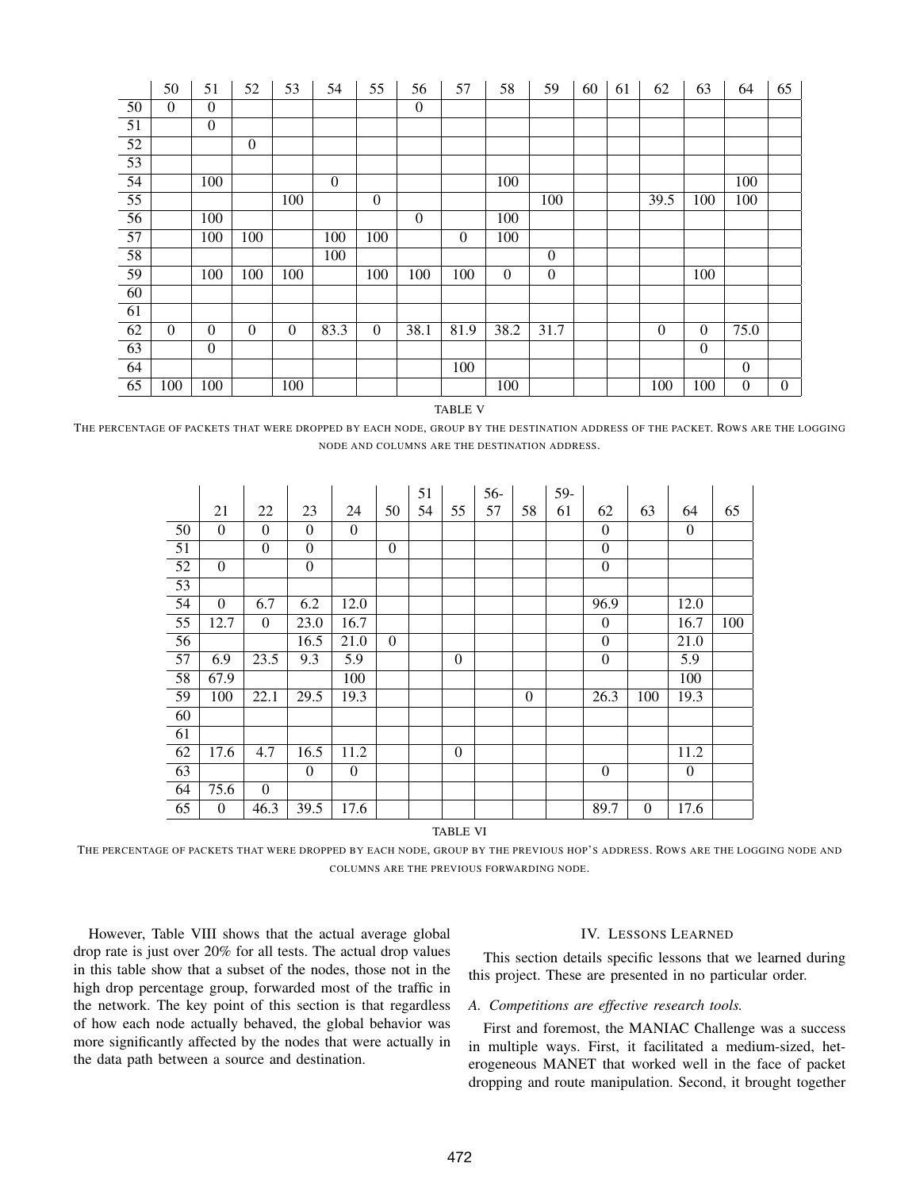| | 50 | 51 | 52 | 53 | 54 | 55 | 56 | 57 | 58 | 59 | 60 | 61 | 62 | 63 | 64 | 65 |
|---|---|---|---|---|---|---|---|---|---|---|---|---|---|---|---|---|
| 50 | 0 | 0 | | | | | 0 | | | | | | | | | |
| 51 | | 0 | | | | | | | | | | | | | | |
| 52 | | | 0 | | | | | | | | | | | | | |
| 53 | | | | | | | | | | | | | | | | |
| 54 | | 100 | | | 0 | | | | 100 | | | | | | 100 | |
| 55 | | | | 100 | | 0 | | | | 100 | | | 39.5 | 100 | 100 | |
| 56 | | 100 | | | | | 0 | | 100 | | | | | | | |
| 57 | | 100 | 100 | | 100 | 100 | | 0 | 100 | | | | | | | |
| 58 | | | | | 100 | | | | | 0 | | | | | | |
| 59 | | 100 | 100 | 100 | | 100 | 100 | 100 | 0 | 0 | | | | 100 | | |
| 60 | | | | | | | | | | | | | | | | |
| 61 | | | | | | | | | | | | | | | | |
| 62 | 0 | 0 | 0 | 0 | 83.3 | 0 | 38.1 | 81.9 | 38.2 | 31.7 | | | 0 | 0 | 75.0 | |
| 63 | | 0 | | | | | | | | | | | | 0 | | |
| 64 | | | | | | | | 100 | | | | | | | 0 | |
| 65 | 100 | 100 | | 100 | | | | | 100 | | | | 100 | 100 | 0 | 0 |

TABLE V

THE PERCENTAGE OF PACKETS THAT WERE DROPPED BY EACH NODE, GROUP BY THE DESTINATION ADDRESS OF THE PACKET. ROWS ARE THE LOGGING NODE AND COLUMNS ARE THE DESTINATION ADDRESS.

| | 21 | 22 | 23 | 24 | 50 | 51-54 | 55 | 56-57 | 58 | 59-61 | 62 | 63 | 64 | 65 |
|---|---|---|---|---|---|---|---|---|---|---|---|---|---|---|
| 50 | 0 | 0 | 0 | 0 | | | | | | | 0 | | 0 | |
| 51 | | 0 | 0 | | 0 | | | | | | 0 | | | |
| 52 | 0 | | 0 | | | | | | | | 0 | | | |
| 53 | | | | | | | | | | | | | | |
| 54 | 0 | 6.7 | 6.2 | 12.0 | | | | | | | 96.9 | | 12.0 | |
| 55 | 12.7 | 0 | 23.0 | 16.7 | | | | | | | 0 | | 16.7 | 100 |
| 56 | | | 16.5 | 21.0 | 0 | | | | | | 0 | | 21.0 | |
| 57 | 6.9 | 23.5 | 9.3 | 5.9 | | | 0 | | | | 0 | | 5.9 | |
| 58 | 67.9 | | | 100 | | | | | | | | | 100 | |
| 59 | 100 | 22.1 | 29.5 | 19.3 | | | | | 0 | | 26.3 | 100 | 19.3 | |
| 60 | | | | | | | | | | | | | | |
| 61 | | | | | | | | | | | | | | |
| 62 | 17.6 | 4.7 | 16.5 | 11.2 | | | 0 | | | | | | 11.2 | |
| 63 | | | 0 | 0 | | | | | | | 0 | | 0 | |
| 64 | 75.6 | 0 | | | | | | | | | | | | |
| 65 | 0 | 46.3 | 39.5 | 17.6 | | | | | | | 89.7 | 0 | 17.6 | |

TABLE VI

THE PERCENTAGE OF PACKETS THAT WERE DROPPED BY EACH NODE, GROUP BY THE PREVIOUS HOP'S ADDRESS. ROWS ARE THE LOGGING NODE AND COLUMNS ARE THE PREVIOUS FORWARDING NODE.

However, Table VIII shows that the actual average global drop rate is just over 20% for all tests. The actual drop values in this table show that a subset of the nodes, those not in the high drop percentage group, forwarded most of the traffic in the network. The key point of this section is that regardless of how each node actually behaved, the global behavior was more significantly affected by the nodes that were actually in the data path between a source and destination.

## IV. LESSONS LEARNED

This section details specific lessons that we learned during this project. These are presented in no particular order.

### A. Competitions are effective research tools.

First and foremost, the MANIAC Challenge was a success in multiple ways. First, it facilitated a medium-sized, heterogeneous MANET that worked well in the face of packet dropping and route manipulation. Second, it brought together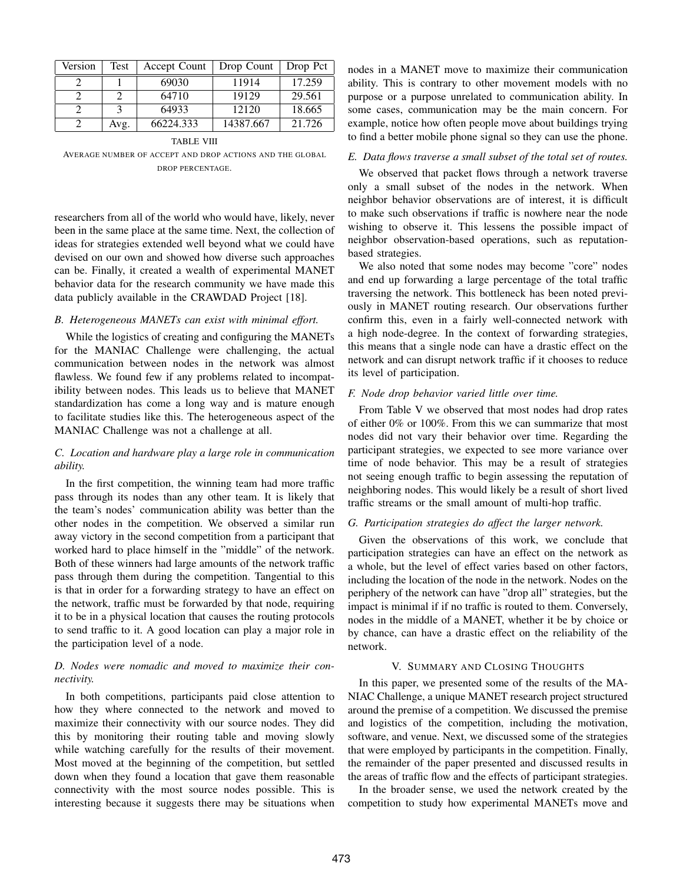| Version | Test | Accept Count | Drop Count | Drop Pct |
|---|---|---|---|---|
| 2 | 1 | 69030 | 11914 | 17.259 |
| 2 | 2 | 64710 | 19129 | 29.561 |
| 2 | 3 | 64933 | 12120 | 18.665 |
| 2 | Avg. | 66224.333 | 14387.667 | 21.726 |

TABLE VIII
AVERAGE NUMBER OF ACCEPT AND DROP ACTIONS AND THE GLOBAL DROP PERCENTAGE.

researchers from all of the world who would have, likely, never been in the same place at the same time. Next, the collection of ideas for strategies extended well beyond what we could have devised on our own and showed how diverse such approaches can be. Finally, it created a wealth of experimental MANET behavior data for the research community we have made this data publicly available in the CRAWDAD Project [18].

### B. Heterogeneous MANETs can exist with minimal effort.

While the logistics of creating and configuring the MANETs for the MANIAC Challenge were challenging, the actual communication between nodes in the network was almost flawless. We found few if any problems related to incompatibility between nodes. This leads us to believe that MANET standardization has come a long way and is mature enough to facilitate studies like this. The heterogeneous aspect of the MANIAC Challenge was not a challenge at all.

### C. Location and hardware play a large role in communication ability.

In the first competition, the winning team had more traffic pass through its nodes than any other team. It is likely that the team's nodes' communication ability was better than the other nodes in the competition. We observed a similar run away victory in the second competition from a participant that worked hard to place himself in the "middle" of the network. Both of these winners had large amounts of the network traffic pass through them during the competition. Tangential to this is that in order for a forwarding strategy to have an effect on the network, traffic must be forwarded by that node, requiring it to be in a physical location that causes the routing protocols to send traffic to it. A good location can play a major role in the participation level of a node.

### D. Nodes were nomadic and moved to maximize their connectivity.

In both competitions, participants paid close attention to how they where connected to the network and moved to maximize their connectivity with our source nodes. They did this by monitoring their routing table and moving slowly while watching carefully for the results of their movement. Most moved at the beginning of the competition, but settled down when they found a location that gave them reasonable connectivity with the most source nodes possible. This is interesting because it suggests there may be situations when nodes in a MANET move to maximize their communication ability. This is contrary to other movement models with no purpose or a purpose unrelated to communication ability. In some cases, communication may be the main concern. For example, notice how often people move about buildings trying to find a better mobile phone signal so they can use the phone.

### E. Data flows traverse a small subset of the total set of routes.

We observed that packet flows through a network traverse only a small subset of the nodes in the network. When neighbor behavior observations are of interest, it is difficult to make such observations if traffic is nowhere near the node wishing to observe it. This lessens the possible impact of neighbor observation-based operations, such as reputation-based strategies.

We also noted that some nodes may become "core" nodes and end up forwarding a large percentage of the total traffic traversing the network. This bottleneck has been noted previously in MANET routing research. Our observations further confirm this, even in a fairly well-connected network with a high node-degree. In the context of forwarding strategies, this means that a single node can have a drastic effect on the network and can disrupt network traffic if it chooses to reduce its level of participation.

### F. Node drop behavior varied little over time.

From Table V we observed that most nodes had drop rates of either 0% or 100%. From this we can summarize that most nodes did not vary their behavior over time. Regarding the participant strategies, we expected to see more variance over time of node behavior. This may be a result of strategies not seeing enough traffic to begin assessing the reputation of neighboring nodes. This would likely be a result of short lived traffic streams or the small amount of multi-hop traffic.

### G. Participation strategies do affect the larger network.

Given the observations of this work, we conclude that participation strategies can have an effect on the network as a whole, but the level of effect varies based on other factors, including the location of the node in the network. Nodes on the periphery of the network can have "drop all" strategies, but the impact is minimal if if no traffic is routed to them. Conversely, nodes in the middle of a MANET, whether it be by choice or by chance, can have a drastic effect on the reliability of the network.

## V. SUMMARY AND CLOSING THOUGHTS

In this paper, we presented some of the results of the MANIAC Challenge, a unique MANET research project structured around the premise of a competition. We discussed the premise and logistics of the competition, including the motivation, software, and venue. Next, we discussed some of the strategies that were employed by participants in the competition. Finally, the remainder of the paper presented and discussed results in the areas of traffic flow and the effects of participant strategies.

In the broader sense, we used the network created by the competition to study how experimental MANETs move and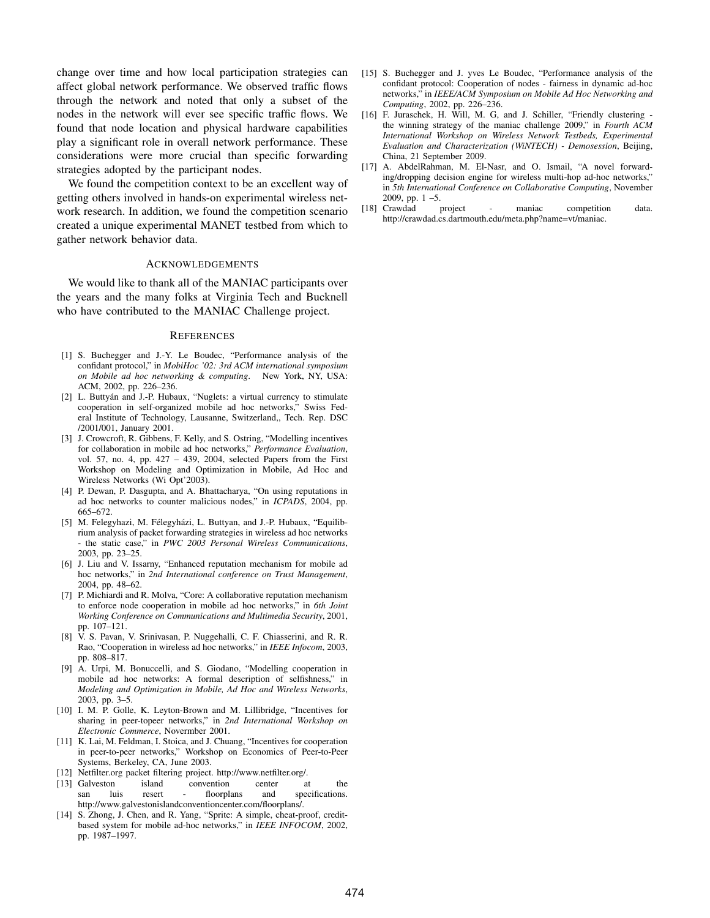change over time and how local participation strategies can affect global network performance. We observed traffic flows through the network and noted that only a subset of the nodes in the network will ever see specific traffic flows. We found that node location and physical hardware capabilities play a significant role in overall network performance. These considerations were more crucial than specific forwarding strategies adopted by the participant nodes.

We found the competition context to be an excellent way of getting others involved in hands-on experimental wireless network research. In addition, we found the competition scenario created a unique experimental MANET testbed from which to gather network behavior data.

## Acknowledgements

We would like to thank all of the MANIAC participants over the years and the many folks at Virginia Tech and Bucknell who have contributed to the MANIAC Challenge project.

## References

[1] S. Buchegger and J.-Y. Le Boudec, "Performance analysis of the confidant protocol," in *MobiHoc '02: 3rd ACM international symposium on Mobile ad hoc networking & computing*. New York, NY, USA: ACM, 2002, pp. 226–236.

[2] L. Buttyán and J.-P. Hubaux, "Nuglets: a virtual currency to stimulate cooperation in self-organized mobile ad hoc networks," Swiss Federal Institute of Technology, Lausanne, Switzerland,, Tech. Rep. DSC /2001/001, January 2001.

[3] J. Crowcroft, R. Gibbens, F. Kelly, and S. Ostring, "Modelling incentives for collaboration in mobile ad hoc networks," *Performance Evaluation*, vol. 57, no. 4, pp. 427 – 439, 2004, selected Papers from the First Workshop on Modeling and Optimization in Mobile, Ad Hoc and Wireless Networks (Wi Opt'2003).

[4] P. Dewan, P. Dasgupta, and A. Bhattacharya, "On using reputations in ad hoc networks to counter malicious nodes," in *ICPADS*, 2004, pp. 665–672.

[5] M. Felegyhazi, M. Félegyházi, L. Buttyan, and J.-P. Hubaux, "Equilibrium analysis of packet forwarding strategies in wireless ad hoc networks - the static case," in *PWC 2003 Personal Wireless Communications*, 2003, pp. 23–25.

[6] J. Liu and V. Issarny, "Enhanced reputation mechanism for mobile ad hoc networks," in *2nd International conference on Trust Management*, 2004, pp. 48–62.

[7] P. Michiardi and R. Molva, "Core: A collaborative reputation mechanism to enforce node cooperation in mobile ad hoc networks," in *6th Joint Working Conference on Communications and Multimedia Security*, 2001, pp. 107–121.

[8] V. S. Pavan, V. Srinivasan, P. Nuggehalli, C. F. Chiasserini, and R. R. Rao, "Cooperation in wireless ad hoc networks," in *IEEE Infocom*, 2003, pp. 808–817.

[9] A. Urpi, M. Bonuccelli, and S. Giodano, "Modelling cooperation in mobile ad hoc networks: A formal description of selfishness," in *Modeling and Optimization in Mobile, Ad Hoc and Wireless Networks*, 2003, pp. 3–5.

[10] I. M. P. Golle, K. Leyton-Brown and M. Lillibridge, "Incentives for sharing in peer-topeer networks," in *2nd International Workshop on Electronic Commerce*, Novermber 2001.

[11] K. Lai, M. Feldman, I. Stoica, and J. Chuang, "Incentives for cooperation in peer-to-peer networks," Workshop on Economics of Peer-to-Peer Systems, Berkeley, CA, June 2003.

[12] Netfilter.org packet filtering project. http://www.netfilter.org/.

[13] Galveston island convention center at the san luis resert - floorplans and specifications. http://www.galvestonislandconventioncenter.com/floorplans/.

[14] S. Zhong, J. Chen, and R. Yang, "Sprite: A simple, cheat-proof, credit-based system for mobile ad-hoc networks," in *IEEE INFOCOM*, 2002, pp. 1987–1997.

[15] S. Buchegger and J. yves Le Boudec, "Performance analysis of the confidant protocol: Cooperation of nodes - fairness in dynamic ad-hoc networks," in *IEEE/ACM Symposium on Mobile Ad Hoc Networking and Computing*, 2002, pp. 226–236.

[16] F. Juraschek, H. Will, M. G, and J. Schiller, "Friendly clustering - the winning strategy of the maniac challenge 2009," in *Fourth ACM International Workshop on Wireless Network Testbeds, Experimental Evaluation and Characterization (WiNTECH) - Demosession*, Beijing, China, 21 September 2009.

[17] A. AbdelRahman, M. El-Nasr, and O. Ismail, "A novel forwarding/dropping decision engine for wireless multi-hop ad-hoc networks," in *5th International Conference on Collaborative Computing*, November 2009, pp. 1 –5.

[18] Crawdad project - maniac competition data. http://crawdad.cs.dartmouth.edu/meta.php?name=vt/maniac.